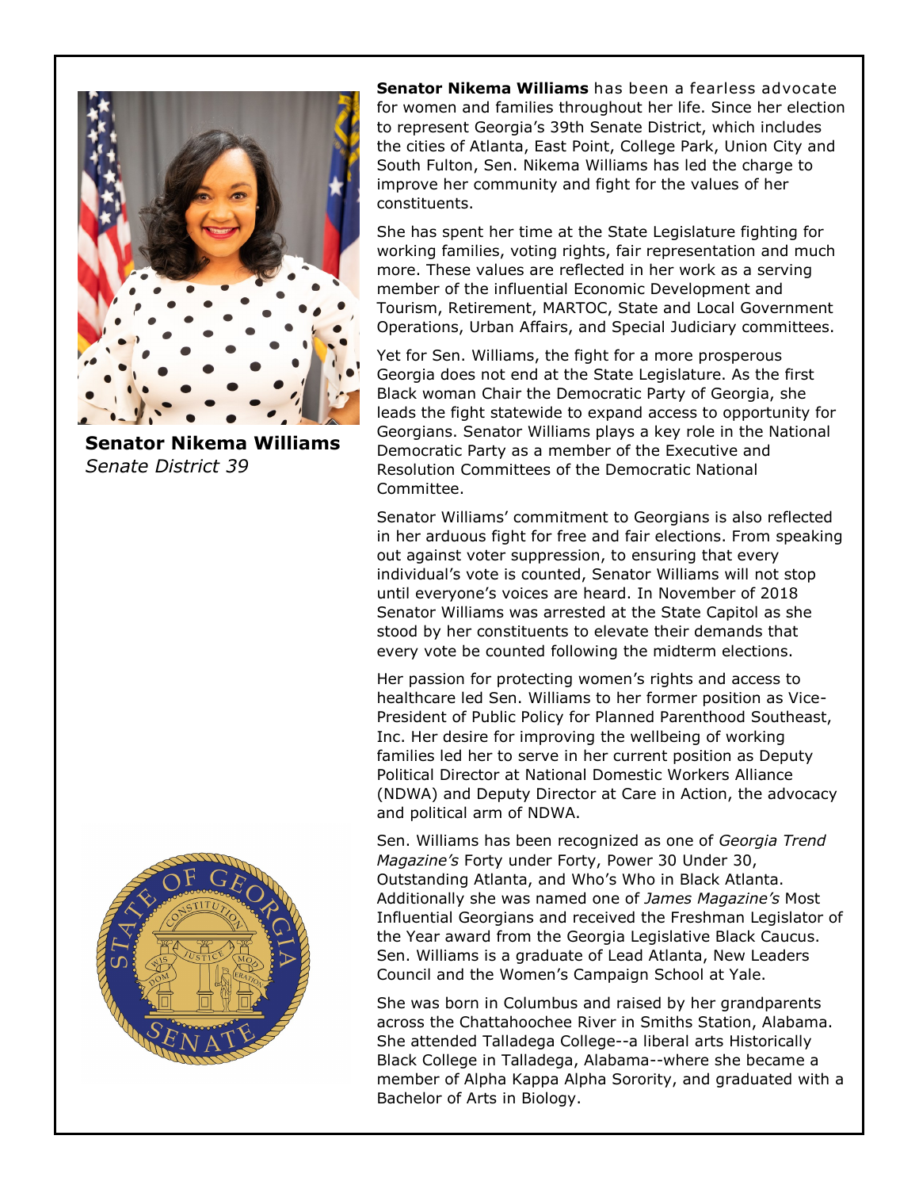**Senator Nikema Williams**
*Senate District 39*

**Senator Nikema Williams** has been a fearless advocate for women and families throughout her life. Since her election to represent Georgia's 39th Senate District, which includes the cities of Atlanta, East Point, College Park, Union City and South Fulton, Sen. Nikema Williams has led the charge to improve her community and fight for the values of her constituents.

She has spent her time at the State Legislature fighting for working families, voting rights, fair representation and much more. These values are reflected in her work as a serving member of the influential Economic Development and Tourism, Retirement, MARTOC, State and Local Government Operations, Urban Affairs, and Special Judiciary committees.

Yet for Sen. Williams, the fight for a more prosperous Georgia does not end at the State Legislature. As the first Black woman Chair the Democratic Party of Georgia, she leads the fight statewide to expand access to opportunity for Georgians. Senator Williams plays a key role in the National Democratic Party as a member of the Executive and Resolution Committees of the Democratic National Committee.

Senator Williams' commitment to Georgians is also reflected in her arduous fight for free and fair elections. From speaking out against voter suppression, to ensuring that every individual's vote is counted, Senator Williams will not stop until everyone's voices are heard. In November of 2018 Senator Williams was arrested at the State Capitol as she stood by her constituents to elevate their demands that every vote be counted following the midterm elections.

Her passion for protecting women's rights and access to healthcare led Sen. Williams to her former position as Vice-President of Public Policy for Planned Parenthood Southeast, Inc. Her desire for improving the wellbeing of working families led her to serve in her current position as Deputy Political Director at National Domestic Workers Alliance (NDWA) and Deputy Director at Care in Action, the advocacy and political arm of NDWA.

Sen. Williams has been recognized as one of *Georgia Trend Magazine's* Forty under Forty, Power 30 Under 30, Outstanding Atlanta, and Who's Who in Black Atlanta. Additionally she was named one of *James Magazine's* Most Influential Georgians and received the Freshman Legislator of the Year award from the Georgia Legislative Black Caucus. Sen. Williams is a graduate of Lead Atlanta, New Leaders Council and the Women's Campaign School at Yale.

She was born in Columbus and raised by her grandparents across the Chattahoochee River in Smiths Station, Alabama. She attended Talladega College--a liberal arts Historically Black College in Talladega, Alabama--where she became a member of Alpha Kappa Alpha Sorority, and graduated with a Bachelor of Arts in Biology.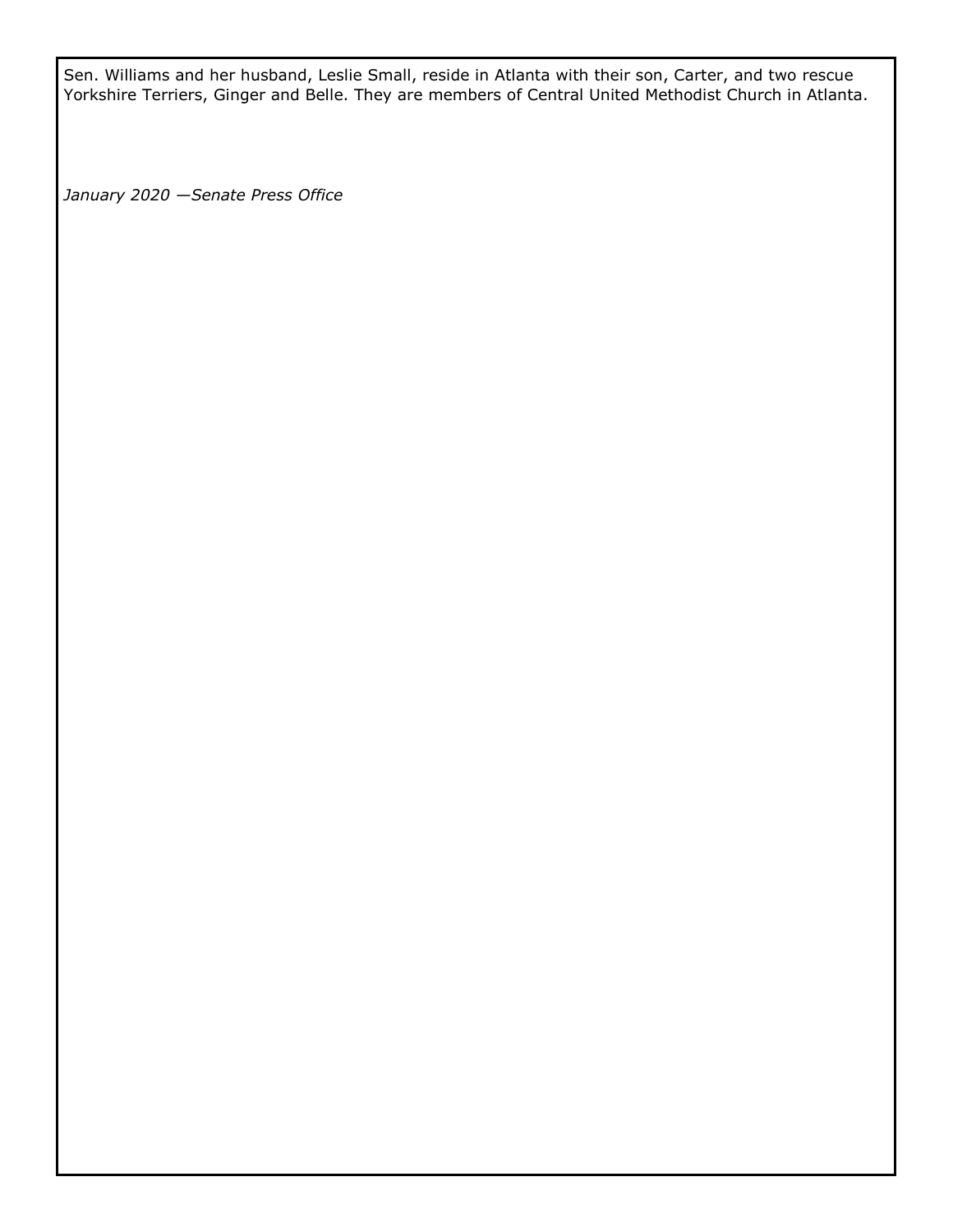Sen. Williams and her husband, Leslie Small, reside in Atlanta with their son, Carter, and two rescue Yorkshire Terriers, Ginger and Belle. They are members of Central United Methodist Church in Atlanta.

*January 2020 —Senate Press Office*